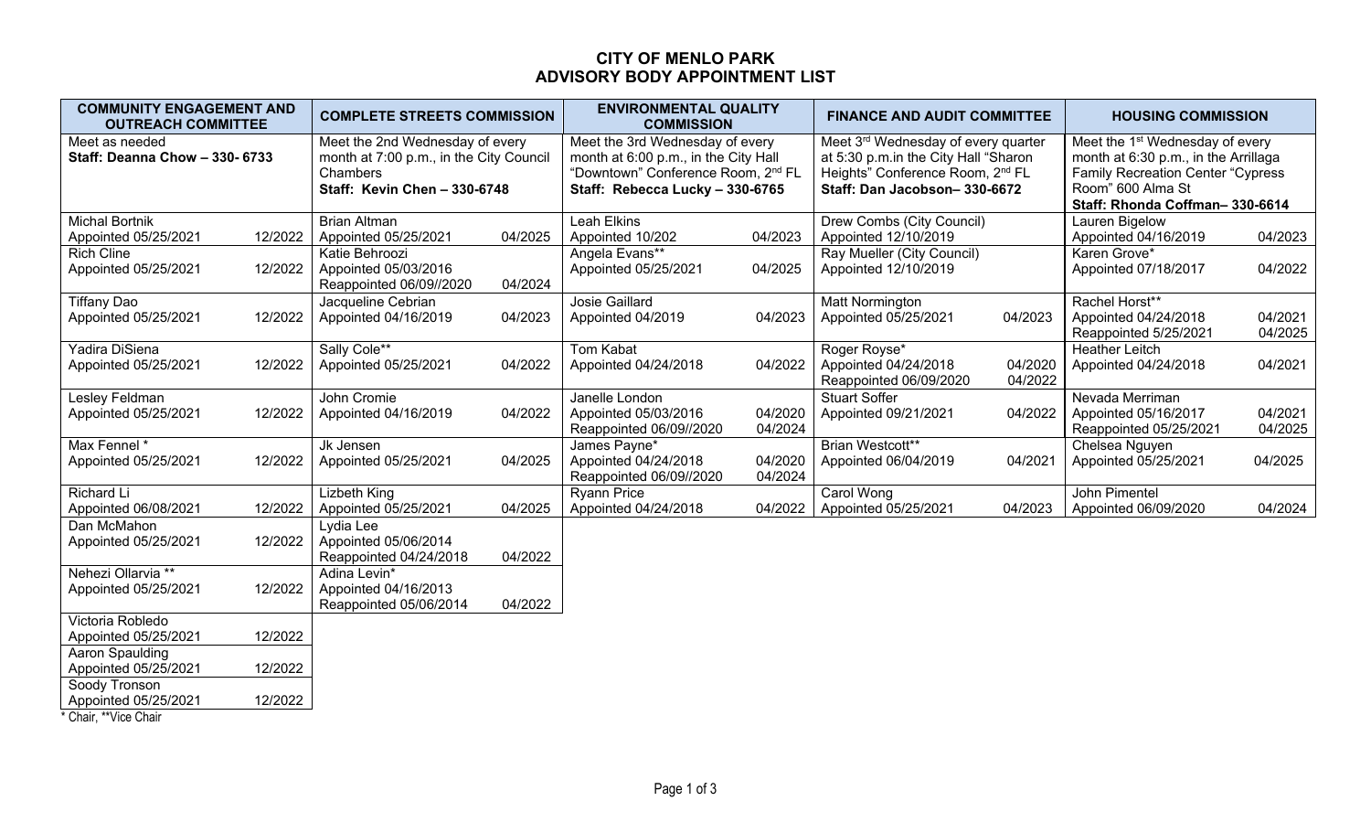# CITY OF MENLO PARK
## ADVISORY BODY APPOINTMENT LIST

| COMMUNITY ENGAGEMENT AND OUTREACH COMMITTEE | | COMPLETE STREETS COMMISSION | | ENVIRONMENTAL QUALITY COMMISSION | | FINANCE AND AUDIT COMMITTEE | | HOUSING COMMISSION | |
|---|---|---|---|---|---|---|---|---|---|
| Meet as needed<br>**Staff: Deanna Chow – 330- 6733** | | Meet the 2nd Wednesday of every month at 7:00 p.m., in the City Council Chambers<br>**Staff: Kevin Chen – 330-6748** | | Meet the 3rd Wednesday of every month at 6:00 p.m., in the City Hall "Downtown" Conference Room, 2nd FL<br>**Staff: Rebecca Lucky – 330-6765** | | Meet 3rd Wednesday of every quarter at 5:30 p.m.in the City Hall "Sharon Heights" Conference Room, 2nd FL<br>**Staff: Dan Jacobson– 330-6672** | | Meet the 1st Wednesday of every month at 6:30 p.m., in the Arrillaga Family Recreation Center "Cypress Room" 600 Alma St<br>**Staff: Rhonda Coffman– 330-6614** | |
| Michal Bortnik<br>Appointed 05/25/2021 | 12/2022 | Brian Altman<br>Appointed 05/25/2021 | 04/2025 | Leah Elkins<br>Appointed 10/202 | 04/2023 | Drew Combs (City Council)<br>Appointed 12/10/2019 | | Lauren Bigelow<br>Appointed 04/16/2019 | 04/2023 |
| Rich Cline<br>Appointed 05/25/2021 | 12/2022 | Katie Behroozi<br>Appointed 05/03/2016<br>Reappointed 06/09//2020 | 04/2024 | Angela Evans**<br>Appointed 05/25/2021 | 04/2025 | Ray Mueller (City Council)<br>Appointed 12/10/2019 | | Karen Grove*<br>Appointed 07/18/2017 | 04/2022 |
| Tiffany Dao<br>Appointed 05/25/2021 | 12/2022 | Jacqueline Cebrian<br>Appointed 04/16/2019 | 04/2023 | Josie Gaillard<br>Appointed 04/2019 | 04/2023 | Matt Normington<br>Appointed 05/25/2021 | 04/2023 | Rachel Horst**<br>Appointed 04/24/2018<br>Reappointed 5/25/2021 | 04/2021<br>04/2025 |
| Yadira DiSiena<br>Appointed 05/25/2021 | 12/2022 | Sally Cole**<br>Appointed 05/25/2021 | 04/2022 | Tom Kabat<br>Appointed 04/24/2018 | 04/2022 | Roger Royse*<br>Appointed 04/24/2018<br>Reappointed 06/09/2020 | 04/2020<br>04/2022 | Heather Leitch<br>Appointed 04/24/2018 | 04/2021 |
| Lesley Feldman<br>Appointed 05/25/2021 | 12/2022 | John Cromie<br>Appointed 04/16/2019 | 04/2022 | Janelle London<br>Appointed 05/03/2016<br>Reappointed 06/09//2020 | 04/2020<br>04/2024 | Stuart Soffer<br>Appointed 09/21/2021 | 04/2022 | Nevada Merriman<br>Appointed 05/16/2017<br>Reappointed 05/25/2021 | 04/2021<br>04/2025 |
| Max Fennel *<br>Appointed 05/25/2021 | 12/2022 | Jk Jensen<br>Appointed 05/25/2021 | 04/2025 | James Payne*<br>Appointed 04/24/2018<br>Reappointed 06/09//2020 | 04/2020<br>04/2024 | Brian Westcott**<br>Appointed 06/04/2019 | 04/2021 | Chelsea Nguyen<br>Appointed 05/25/2021 | 04/2025 |
| Richard Li<br>Appointed 06/08/2021 | 12/2022 | Lizbeth King<br>Appointed 05/25/2021 | 04/2025 | Ryann Price<br>Appointed 04/24/2018 | 04/2022 | Carol Wong<br>Appointed 05/25/2021 | 04/2023 | John Pimentel<br>Appointed 06/09/2020 | 04/2024 |
| Dan McMahon<br>Appointed 05/25/2021 | 12/2022 | Lydia Lee<br>Appointed 05/06/2014<br>Reappointed 04/24/2018 | 04/2022 | | | | | | |
| Nehezi Ollarvia **<br>Appointed 05/25/2021 | 12/2022 | Adina Levin*<br>Appointed 04/16/2013<br>Reappointed 05/06/2014 | 04/2022 | | | | | | |
| Victoria Robledo<br>Appointed 05/25/2021 | 12/2022 | | | | | | | | |
| Aaron Spaulding<br>Appointed 05/25/2021 | 12/2022 | | | | | | | | |
| Soody Tronson<br>Appointed 05/25/2021 | 12/2022 | | | | | | | | |

* Chair, **Vice Chair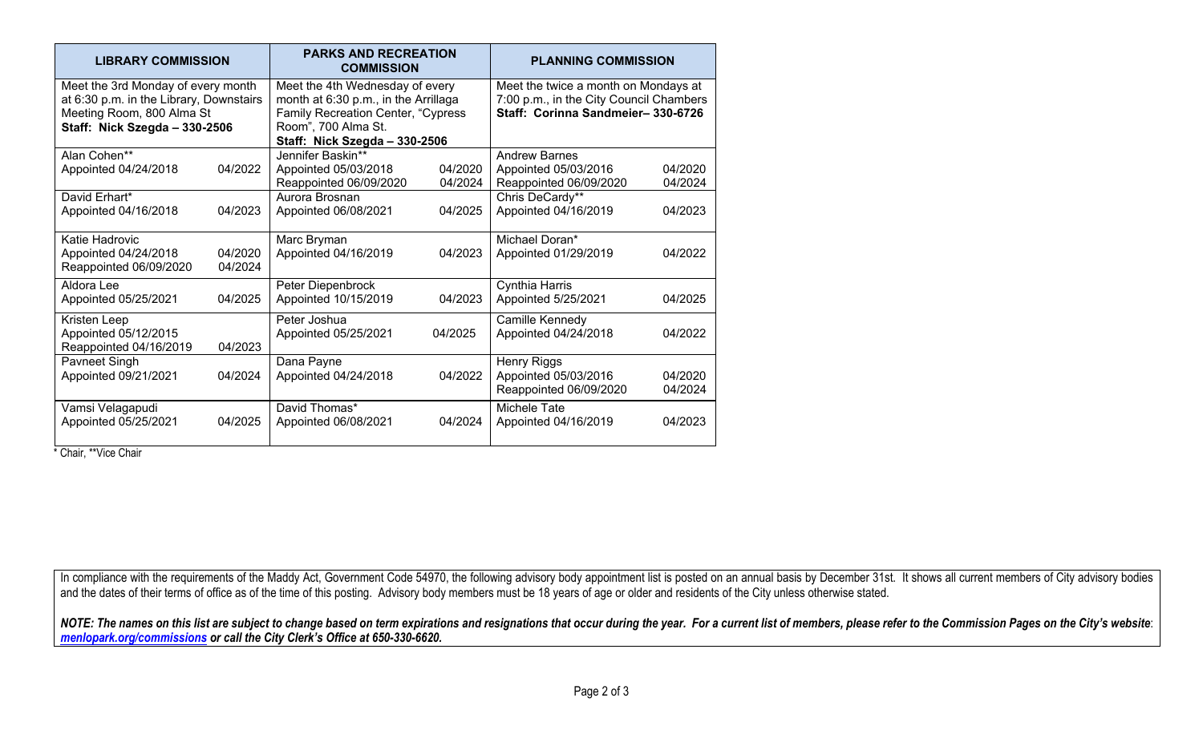| LIBRARY COMMISSION | PARKS AND RECREATION COMMISSION | PLANNING COMMISSION |
|---|---|---|
| Meet the 3rd Monday of every month at 6:30 p.m. in the Library, Downstairs Meeting Room, 800 Alma St<br>**Staff: Nick Szegda – 330-2506** | Meet the 4th Wednesday of every month at 6:30 p.m., in the Arrillaga Family Recreation Center, "Cypress Room", 700 Alma St.<br>**Staff: Nick Szegda – 330-2506** | Meet the twice a month on Mondays at 7:00 p.m., in the City Council Chambers<br>**Staff: Corinna Sandmeier– 330-6726** |
| Alan Cohen**<br>Appointed 04/24/2018 04/2022 | Jennifer Baskin**<br>Appointed 05/03/2018 04/2020<br>Reappointed 06/09/2020 04/2024 | Andrew Barnes<br>Appointed 05/03/2016 04/2020<br>Reappointed 06/09/2020 04/2024 |
| David Erhart*<br>Appointed 04/16/2018 04/2023 | Aurora Brosnan<br>Appointed 06/08/2021 04/2025 | Chris DeCardy**<br>Appointed 04/16/2019 04/2023 |
| Katie Hadrovic<br>Appointed 04/24/2018 04/2020<br>Reappointed 06/09/2020 04/2024 | Marc Bryman<br>Appointed 04/16/2019 04/2023 | Michael Doran*<br>Appointed 01/29/2019 04/2022 |
| Aldora Lee<br>Appointed 05/25/2021 04/2025 | Peter Diepenbrock<br>Appointed 10/15/2019 04/2023 | Cynthia Harris<br>Appointed 5/25/2021 04/2025 |
| Kristen Leep<br>Appointed 05/12/2015<br>Reappointed 04/16/2019 04/2023 | Peter Joshua<br>Appointed 05/25/2021 04/2025 | Camille Kennedy<br>Appointed 04/24/2018 04/2022 |
| Pavneet Singh<br>Appointed 09/21/2021 04/2024 | Dana Payne<br>Appointed 04/24/2018 04/2022 | Henry Riggs<br>Appointed 05/03/2016 04/2020<br>Reappointed 06/09/2020 04/2024 |
| Vamsi Velagapudi<br>Appointed 05/25/2021 04/2025 | David Thomas*<br>Appointed 06/08/2021 04/2024 | Michele Tate<br>Appointed 04/16/2019 04/2023 |

* Chair, **Vice Chair

In compliance with the requirements of the Maddy Act, Government Code 54970, the following advisory body appointment list is posted on an annual basis by December 31st. It shows all current members of City advisory bodies and the dates of their terms of office as of the time of this posting. Advisory body members must be 18 years of age or older and residents of the City unless otherwise stated.

***NOTE: The names on this list are subject to change based on term expirations and resignations that occur during the year. For a current list of members, please refer to the Commission Pages on the City's website: [menlopark.org/commissions](menlopark.org/commissions) or call the City Clerk's Office at 650-330-6620.***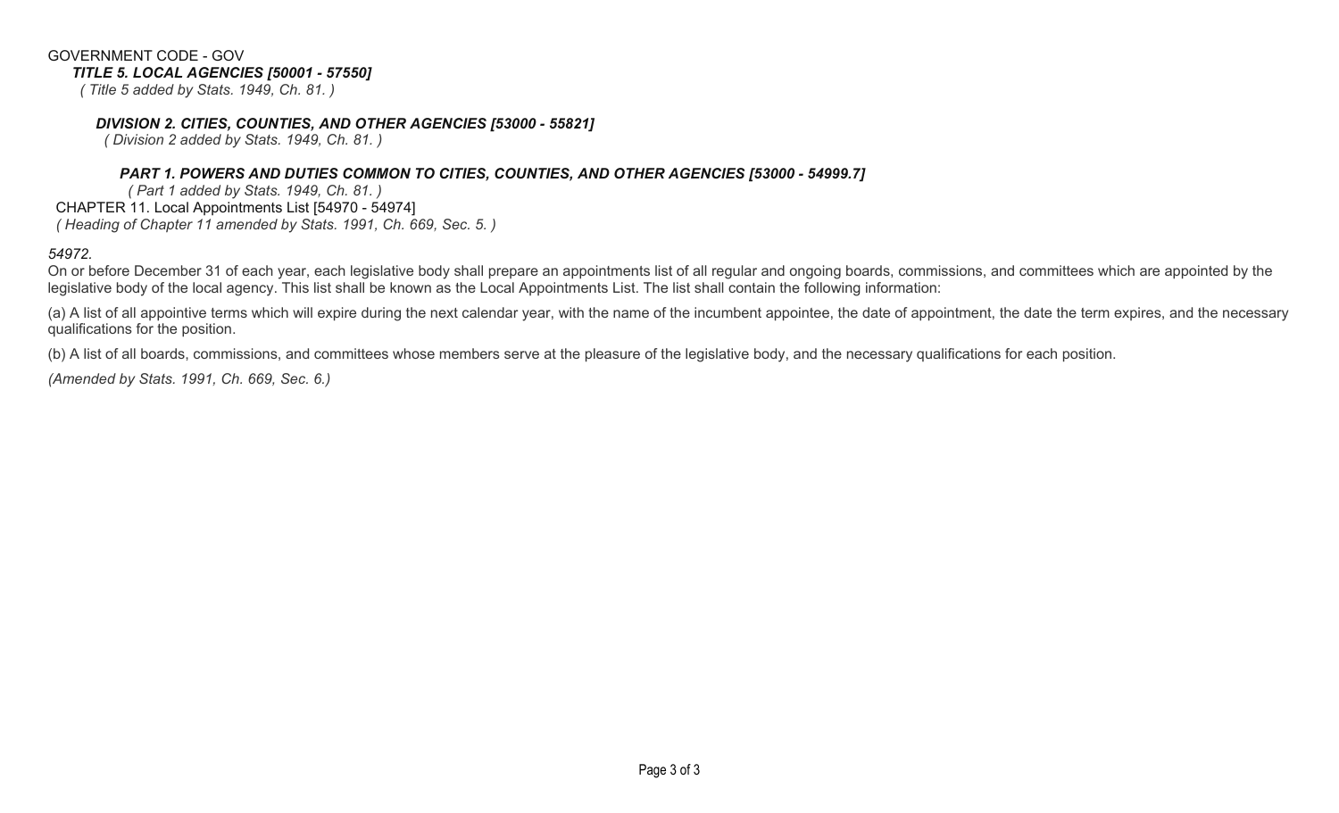GOVERNMENT CODE - GOV

***TITLE 5. LOCAL AGENCIES [50001 - 57550]***

*( Title 5 added by Stats. 1949, Ch. 81. )*

***DIVISION 2. CITIES, COUNTIES, AND OTHER AGENCIES [53000 - 55821]***

*( Division 2 added by Stats. 1949, Ch. 81. )*

***PART 1. POWERS AND DUTIES COMMON TO CITIES, COUNTIES, AND OTHER AGENCIES [53000 - 54999.7]***

*( Part 1 added by Stats. 1949, Ch. 81. )*

CHAPTER 11. Local Appointments List [54970 - 54974]

*( Heading of Chapter 11 amended by Stats. 1991, Ch. 669, Sec. 5. )*

*54972.*

On or before December 31 of each year, each legislative body shall prepare an appointments list of all regular and ongoing boards, commissions, and committees which are appointed by the legislative body of the local agency. This list shall be known as the Local Appointments List. The list shall contain the following information:

(a) A list of all appointive terms which will expire during the next calendar year, with the name of the incumbent appointee, the date of appointment, the date the term expires, and the necessary qualifications for the position.

(b) A list of all boards, commissions, and committees whose members serve at the pleasure of the legislative body, and the necessary qualifications for each position.

*(Amended by Stats. 1991, Ch. 669, Sec. 6.)*